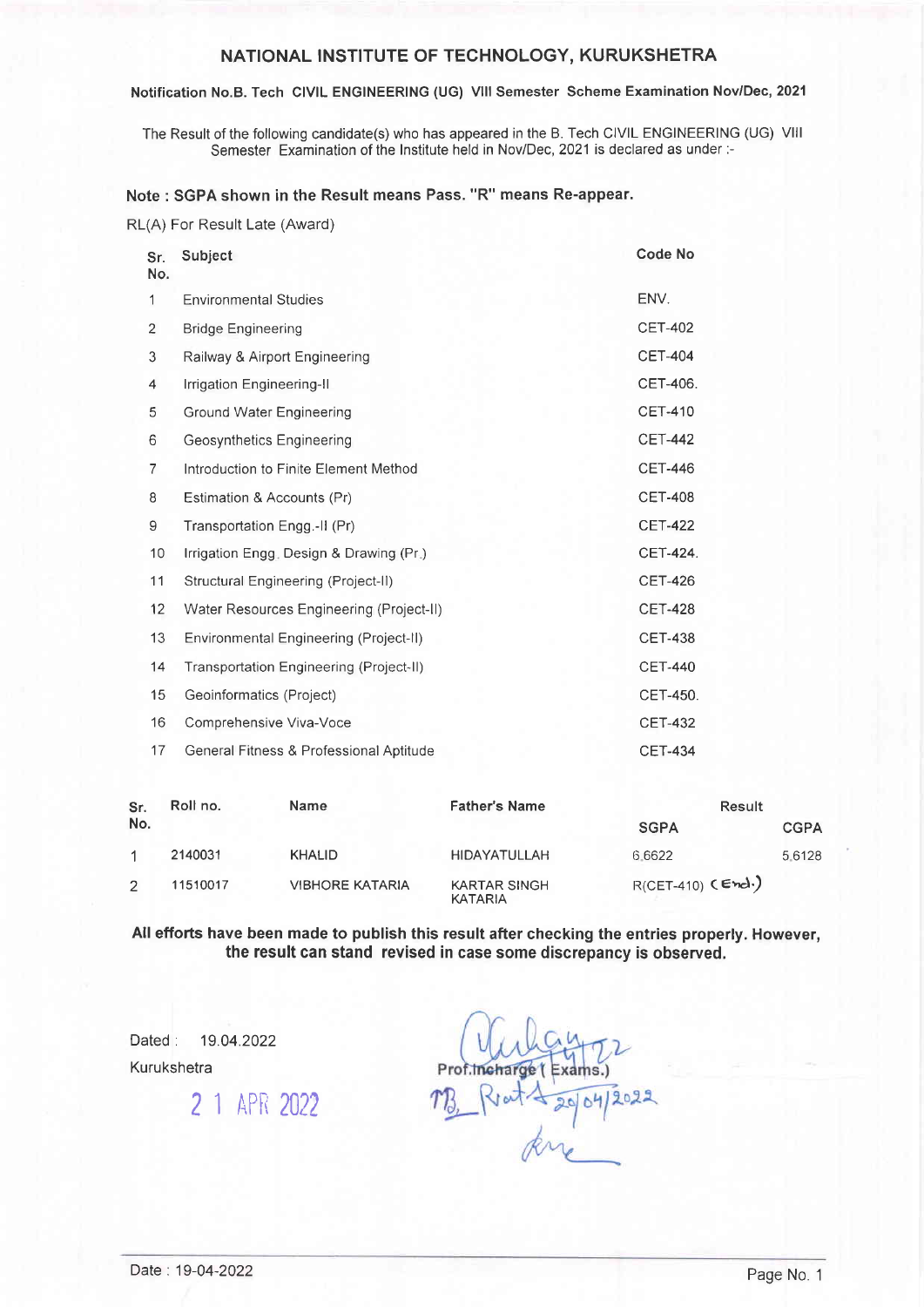# NATIONAL INSTITUTE OF TECHNOLOGY, KURUKSHETRA

**Notification No.B. Tech CIVIL ENGINEERING (UG) VIII Semester Scheme Examination Nov/Dec, 2021**

The Result of the following candidate(s) who has appeared in the B. Tech CIVIL ENGINEERING (UG) VIII Semester Examination of the Institute held in Nov/Dec, 2021 is declared as under :-

**Note : SGPA shown in the Result means Pass. "R" means Re-appear.**

RL(A) For Result Late (Award)

| Sr. No. | Subject | Code No |
|---|---|---|
| 1 | Environmental Studies | ENV. |
| 2 | Bridge Engineering | CET-402 |
| 3 | Railway & Airport Engineering | CET-404 |
| 4 | Irrigation Engineering-II | CET-406. |
| 5 | Ground Water Engineering | CET-410 |
| 6 | Geosynthetics Engineering | CET-442 |
| 7 | Introduction to Finite Element Method | CET-446 |
| 8 | Estimation & Accounts (Pr) | CET-408 |
| 9 | Transportation Engg.-II (Pr) | CET-422 |
| 10 | Irrigation Engg. Design & Drawing (Pr.) | CET-424. |
| 11 | Structural Engineering (Project-II) | CET-426 |
| 12 | Water Resources Engineering (Project-II) | CET-428 |
| 13 | Environmental Engineering (Project-II) | CET-438 |
| 14 | Transportation Engineering (Project-II) | CET-440 |
| 15 | Geoinformatics (Project) | CET-450. |
| 16 | Comprehensive Viva-Voce | CET-432 |
| 17 | General Fitness & Professional Aptitude | CET-434 |

| Sr. No. | Roll no. | Name | Father's Name | Result | |
|---|---|---|---|---|---|
| | | | | SGPA | CGPA |
| 1 | 2140031 | KHALID | HIDAYATULLAH | 6.6622 | 5.6128 |
| 2 | 11510017 | VIBHORE KATARIA | KARTAR SINGH KATARIA | R(CET-410) (End.) | |

**All efforts have been made to publish this result after checking the entries properly. However, the result can stand revised in case some discrepancy is observed.**

Dated : 19.04.2022

Kurukshetra

21 APR 2022

Prof.Incharge ( Exams.)

Date : 19-04-2022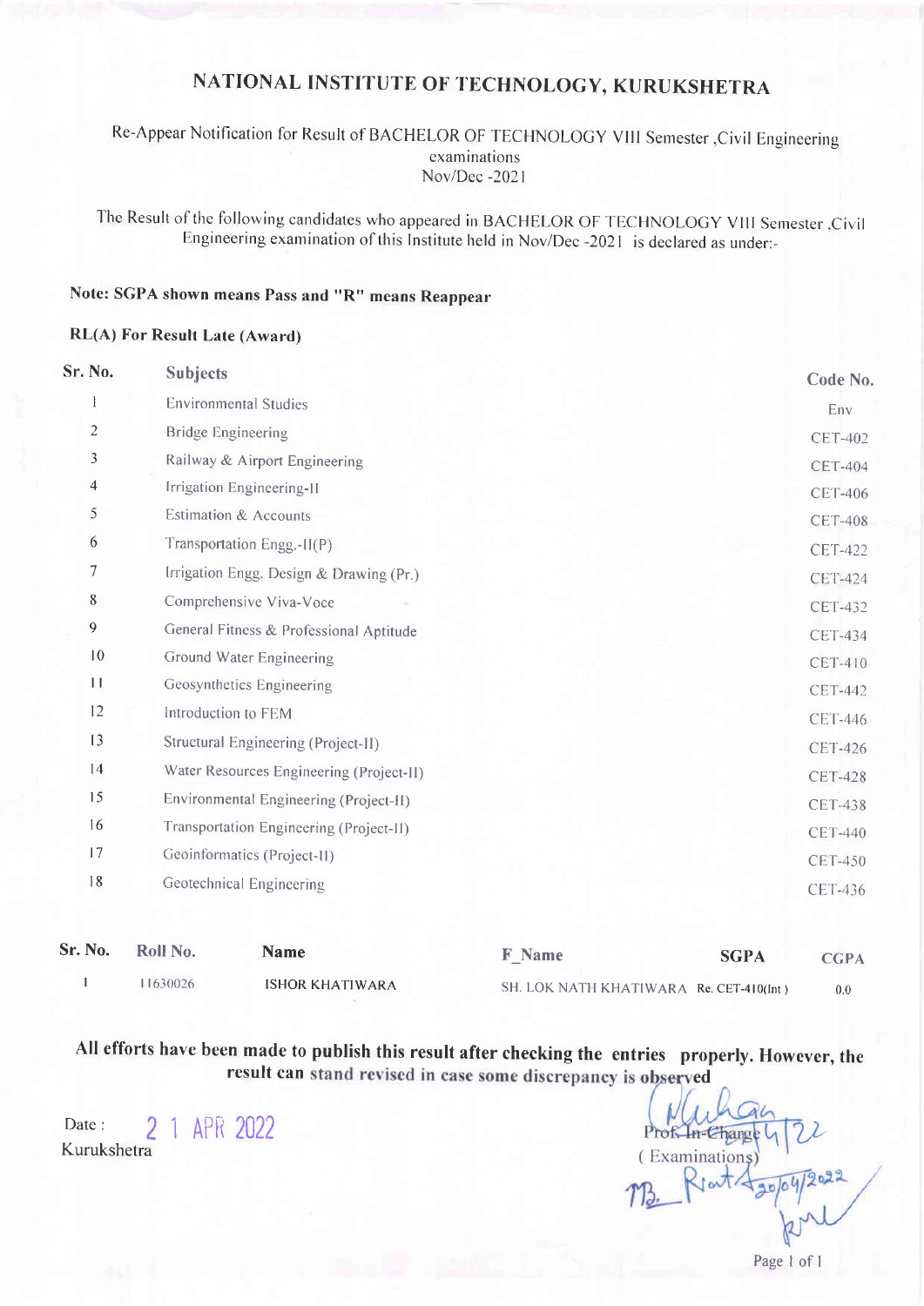# NATIONAL INSTITUTE OF TECHNOLOGY, KURUKSHETRA

Re-Appear Notification for Result of BACHELOR OF TECHNOLOGY VIII Semester ,Civil Engineering examinations
Nov/Dec -2021

The Result of the following candidates who appeared in BACHELOR OF TECHNOLOGY VIII Semester ,Civil Engineering examination of this Institute held in Nov/Dec -2021 is declared as under:-

**Note: SGPA shown means Pass and "R" means Reappear**

**RL(A) For Result Late (Award)**

| Sr. No. | Subjects | Code No. |
|---|---|---|
| 1 | Environmental Studies | Env |
| 2 | Bridge Engineering | CET-402 |
| 3 | Railway & Airport Engineering | CET-404 |
| 4 | Irrigation Engineering-II | CET-406 |
| 5 | Estimation & Accounts | CET-408 |
| 6 | Transportation Engg.-II(P) | CET-422 |
| 7 | Irrigation Engg. Design & Drawing (Pr.) | CET-424 |
| 8 | Comprehensive Viva-Voce | CET-432 |
| 9 | General Fitness & Professional Aptitude | CET-434 |
| 10 | Ground Water Engineering | CET-410 |
| 11 | Geosynthetics Engineering | CET-442 |
| 12 | Introduction to FEM | CET-446 |
| 13 | Structural Engineering (Project-II) | CET-426 |
| 14 | Water Resources Engineering (Project-II) | CET-428 |
| 15 | Environmental Engineering (Project-II) | CET-438 |
| 16 | Transportation Engineering (Project-II) | CET-440 |
| 17 | Geoinformatics (Project-II) | CET-450 |
| 18 | Geotechnical Engineering | CET-436 |

| Sr. No. | Roll No. | Name | F_Name | SGPA | CGPA |
|---|---|---|---|---|---|
| 1 | 11630026 | ISHOR KHATIWARA | SH. LOK NATH KHATIWARA | Re. CET-410(Int ) | 0.0 |

**All efforts have been made to publish this result after checking the entries properly. However, the result can stand revised in case some discrepancy is observed**

Date : 21 APR 2022
Kurukshetra

Prof. In-Charge 4/22
( Examinations)
20/04/2022